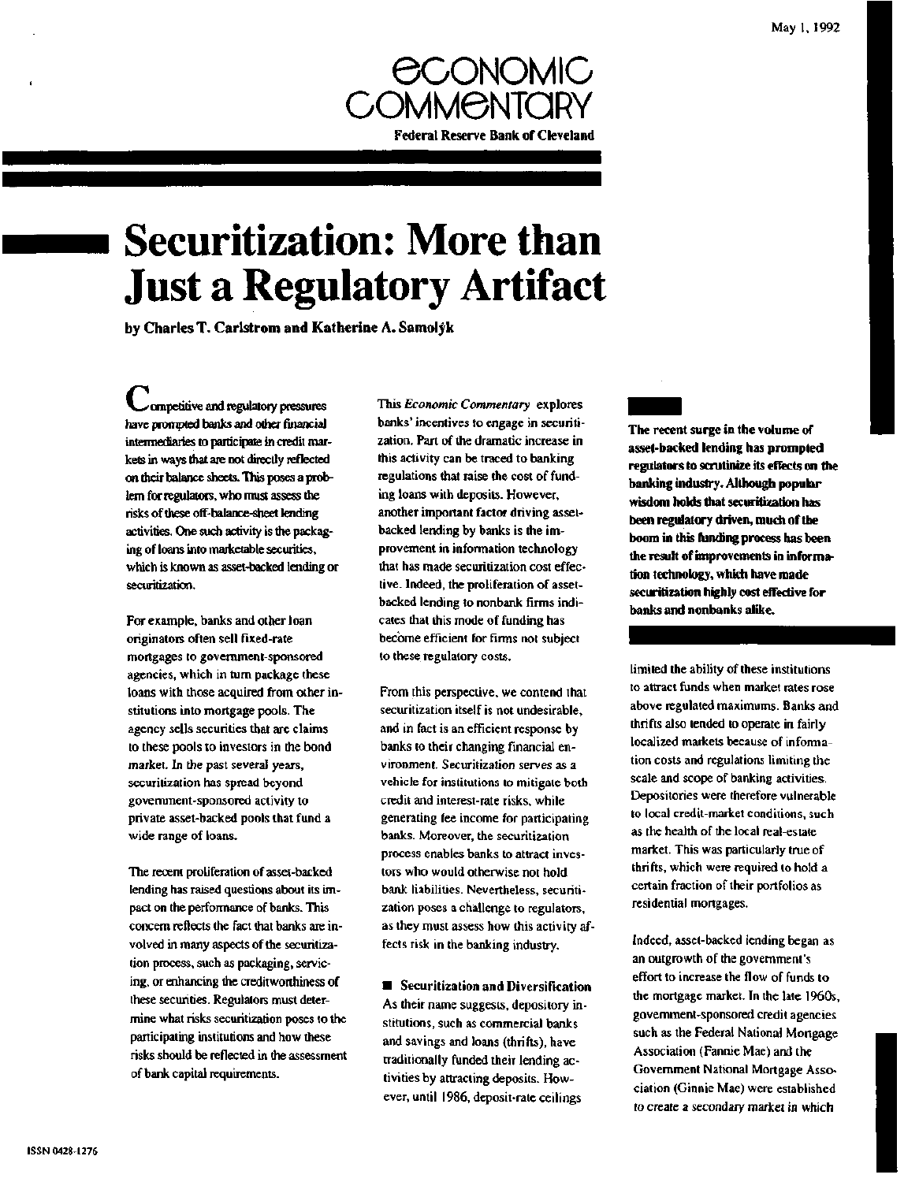May 1, 1992

# ECONOMIC COMMENTARY

**Federal Reserve Bank of Cleveland**

# Securitization: More than Just a Regulatory Artifact

**by Charles T. Carlstrom and Katherine A. Samolyk**

Competitive and regulatory pressures have prompted banks and other financial intermediaries to participate in credit markets in ways that are not directly reflected on their balance sheets. This poses a problem for regulators, who must assess the risks of these off-balance-sheet lending activities. One such activity is the packaging of loans into marketable securities, which is known as asset-backed lending or securitization.

For example, banks and other loan originators often sell fixed-rate mortgages to government-sponsored agencies, which in turn package these loans with those acquired from other institutions into mortgage pools. The agency sells securities that are claims to these pools to investors in the bond market. In the past several years, securitization has spread beyond government-sponsored activity to private asset-backed pools that fund a wide range of loans.

The recent proliferation of asset-backed lending has raised questions about its impact on the performance of banks. This concern reflects the fact that banks are involved in many aspects of the securitization process, such as packaging, servicing, or enhancing the creditworthiness of these securities. Regulators must determine what risks securitization poses to the participating institutions and how these risks should be reflected in the assessment of bank capital requirements.

This *Economic Commentary* explores banks' incentives to engage in securitization. Part of the dramatic increase in this activity can be traced to banking regulations that raise the cost of funding loans with deposits. However, another important factor driving asset-backed lending by banks is the improvement in information technology that has made securitization cost effective. Indeed, the proliferation of asset-backed lending to nonbank firms indicates that this mode of funding has become efficient for firms not subject to these regulatory costs.

From this perspective, we contend that securitization itself is not undesirable, and in fact is an efficient response by banks to their changing financial environment. Securitization serves as a vehicle for institutions to mitigate both credit and interest-rate risks, while generating fee income for participating banks. Moreover, the securitization process enables banks to attract investors who would otherwise not hold bank liabilities. Nevertheless, securitization poses a challenge to regulators, as they must assess how this activity affects risk in the banking industry.

**The recent surge in the volume of asset-backed lending has prompted regulators to scrutinize its effects on the banking industry. Although popular wisdom holds that securitization has been regulatory driven, much of the boom in this funding process has been the result of improvements in information technology, which have made securitization highly cost effective for banks and nonbanks alike.**

## Securitization and Diversification

As their name suggests, depository institutions, such as commercial banks and savings and loans (thrifts), have traditionally funded their lending activities by attracting deposits. However, until 1986, deposit-rate ceilings limited the ability of these institutions to attract funds when market rates rose above regulated maximums. Banks and thrifts also tended to operate in fairly localized markets because of information costs and regulations limiting the scale and scope of banking activities. Depositories were therefore vulnerable to local credit-market conditions, such as the health of the local real-estate market. This was particularly true of thrifts, which were required to hold a certain fraction of their portfolios as residential mortgages.

Indeed, asset-backed lending began as an outgrowth of the government's effort to increase the flow of funds to the mortgage market. In the late 1960s, government-sponsored credit agencies such as the Federal National Mortgage Association (Fannie Mae) and the Government National Mortgage Association (Ginnie Mae) were established to create a secondary market in which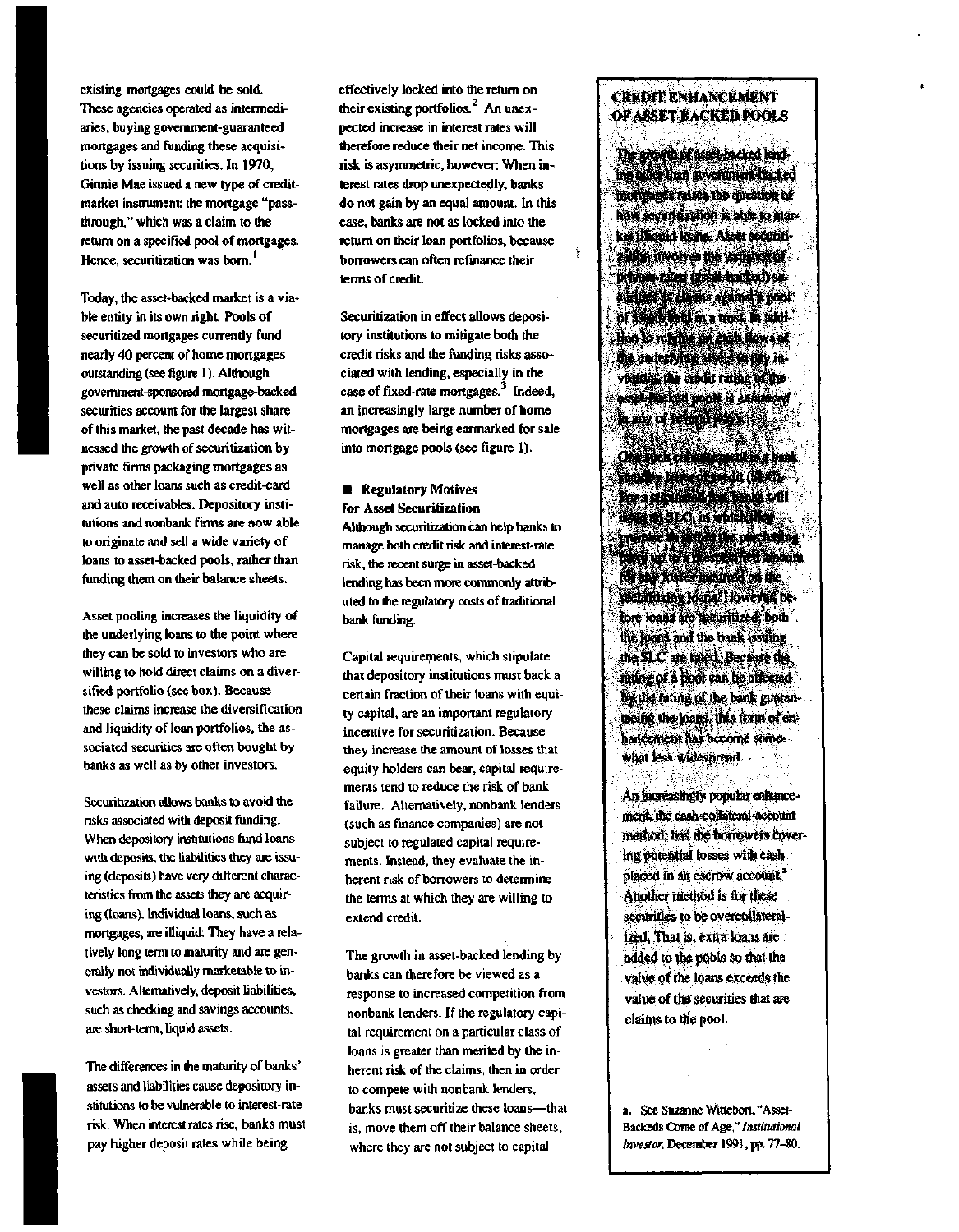existing mortgages could be sold. These agencies operated as intermediaries, buying government-guaranteed mortgages and funding these acquisitions by issuing securities. In 1970, Ginnie Mae issued a new type of credit-market instrument: the mortgage "pass-through," which was a claim to the return on a specified pool of mortgages. Hence, securitization was born.[1]

Today, the asset-backed market is a viable entity in its own right. Pools of securitized mortgages currently fund nearly 40 percent of home mortgages outstanding (see figure 1). Although government-sponsored mortgage-backed securities account for the largest share of this market, the past decade has witnessed the growth of securitization by private firms packaging mortgages as well as other loans such as credit-card and auto receivables. Depository institutions and nonbank firms are now able to originate and sell a wide variety of loans to asset-backed pools, rather than funding them on their balance sheets.

Asset pooling increases the liquidity of the underlying loans to the point where they can be sold to investors who are willing to hold direct claims on a diversified portfolio (see box). Because these claims increase the diversification and liquidity of loan portfolios, the associated securities are often bought by banks as well as by other investors.

Securitization allows banks to avoid the risks associated with deposit funding. When depository institutions fund loans with deposits, the liabilities they are issuing (deposits) have very different characteristics from the assets they are acquiring (loans). Individual loans, such as mortgages, are illiquid: They have a relatively long term to maturity and are generally not individually marketable to investors. Alternatively, deposit liabilities, such as checking and savings accounts, are short-term, liquid assets.

The differences in the maturity of banks' assets and liabilities cause depository institutions to be vulnerable to interest-rate risk. When interest rates rise, banks must pay higher deposit rates while being effectively locked into the return on their existing portfolios.[2] An unexpected increase in interest rates will therefore reduce their net income. This risk is asymmetric, however: When interest rates drop unexpectedly, banks do not gain by an equal amount. In this case, banks are not as locked into the return on their loan portfolios, because borrowers can often refinance their terms of credit.

Securitization in effect allows depository institutions to mitigate both the credit risks and the funding risks associated with lending, especially in the case of fixed-rate mortgages.[3] Indeed, an increasingly large number of home mortgages are being earmarked for sale into mortgage pools (see figure 1).

### Regulatory Motives for Asset Securitization

Although securitization can help banks to manage both credit risk and interest-rate risk, the recent surge in asset-backed lending has been more commonly attributed to the regulatory costs of traditional bank funding.

Capital requirements, which stipulate that depository institutions must back a certain fraction of their loans with equity capital, are an important regulatory incentive for securitization. Because they increase the amount of losses that equity holders can bear, capital requirements tend to reduce the risk of bank failure. Alternatively, nonbank lenders (such as finance companies) are not subject to regulated capital requirements. Instead, they evaluate the inherent risk of borrowers to determine the terms at which they are willing to extend credit.

The growth in asset-backed lending by banks can therefore be viewed as a response to increased competition from nonbank lenders. If the regulatory capital requirement on a particular class of loans is greater than merited by the inherent risk of the claims, then in order to compete with nonbank lenders, banks must securitize these loans—that is, move them off their balance sheets, where they are not subject to capital

---

**CREDIT ENHANCEMENT OF ASSET-BACKED POOLS**

The growth of asset-backed lending other than government-backed mortgages raises the question of how securitization is able to market illiquid loans. Asset securitization involves the issuance of private-label (asset-backed) securities in claims against a pool of loans held in a trust. In addition to relying on cash flows of the underlying assets to pay investors, the credit rating of the asset-backed pools is *enhanced* in any of several ways.

One such enhancement is a bank standby letter of credit (SLC). For a stipulated fee, banks will issue an SLC, in which they promise to fund the purchasing party up to a prespecified amount for any losses incurred on the securitized loans. However, before loans are securitized, both the loans and the bank issuing the SLC are rated. Because the rating of a pool can be affected by the rating of the bank guaranteeing the loans, this form of enhancement has become somewhat less widespread.

An increasingly popular enhancement, the cash-collateral-account method, has the borrowers covering potential losses with cash placed in an escrow account.[a] Another method is for these securities to be overcollateralized. That is, extra loans are added to the pools so that the value of the loans exceeds the value of the securities that are claims to the pool.

a. See Suzanne Wittebort, "Asset-Backeds Come of Age," *Institutional Investor*, December 1991, pp. 77–80.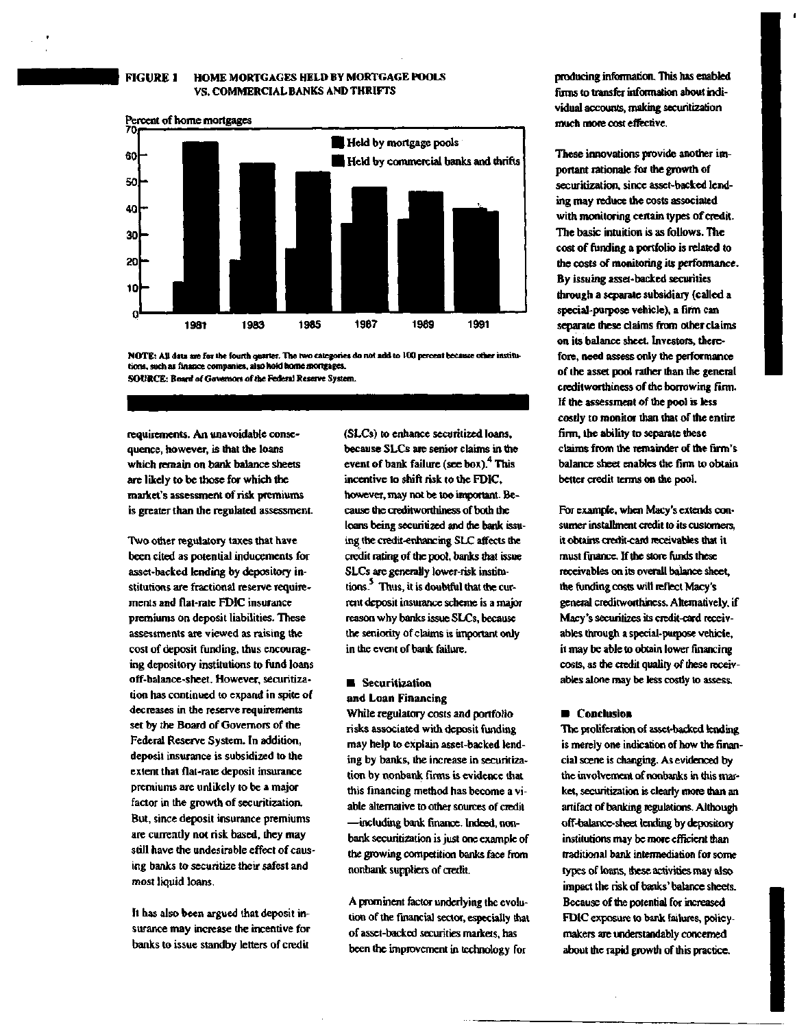**FIGURE 1 HOME MORTGAGES HELD BY MORTGAGE POOLS VS. COMMERCIAL BANKS AND THRIFTS**

NOTE: All data are for the fourth quarter. The two categories do not add to 100 percent because other institutions, such as finance companies, also hold home mortgages.
SOURCE: Board of Governors of the Federal Reserve System.

requirements. An unavoidable consequence, however, is that the loans which remain on bank balance sheets are likely to be those for which the market's assessment of risk premiums is greater than the regulated assessment.

Two other regulatory taxes that have been cited as potential inducements for asset-backed lending by depository institutions are fractional reserve requirements and flat-rate FDIC insurance premiums on deposit liabilities. These assessments are viewed as raising the cost of deposit funding, thus encouraging depository institutions to fund loans off-balance-sheet. However, securitization has continued to expand in spite of decreases in the reserve requirements set by the Board of Governors of the Federal Reserve System. In addition, deposit insurance is subsidized to the extent that flat-rate deposit insurance premiums are unlikely to be a major factor in the growth of securitization. But, since deposit insurance premiums are currently not risk based, they may still have the undesirable effect of causing banks to securitize their safest and most liquid loans.

It has also been argued that deposit insurance may increase the incentive for banks to issue standby letters of credit (SLCs) to enhance securitized loans, because SLCs are senior claims in the event of bank failure (see box).[4] This incentive to shift risk to the FDIC, however, may not be too important. Because the creditworthiness of both the loans being securitized and the bank issuing the credit-enhancing SLC affects the credit rating of the pool, banks that issue SLCs are generally lower-risk institutions.[5] Thus, it is doubtful that the current deposit insurance scheme is a major reason why banks issue SLCs, because the seniority of claims is important only in the event of bank failure.

## Securitization and Loan Financing

While regulatory costs and portfolio risks associated with deposit funding may help to explain asset-backed lending by banks, the increase in securitization by nonbank firms is evidence that this financing method has become a viable alternative to other sources of credit —including bank finance. Indeed, nonbank securitization is just one example of the growing competition banks face from nonbank suppliers of credit.

A prominent factor underlying the evolution of the financial sector, especially that of asset-backed securities markets, has been the improvement in technology for producing information. This has enabled firms to transfer information about individual accounts, making securitization much more cost effective.

These innovations provide another important rationale for the growth of securitization, since asset-backed lending may reduce the costs associated with monitoring certain types of credit. The basic intuition is as follows. The cost of funding a portfolio is related to the costs of monitoring its performance. By issuing asset-backed securities through a separate subsidiary (called a special-purpose vehicle), a firm can separate these claims from other claims on its balance sheet. Investors, therefore, need assess only the performance of the asset pool rather than the general creditworthiness of the borrowing firm. If the assessment of the pool is less costly to monitor than that of the entire firm, the ability to separate these claims from the remainder of the firm's balance sheet enables the firm to obtain better credit terms on the pool.

For example, when Macy's extends consumer installment credit to its customers, it obtains credit-card receivables that it must finance. If the store funds these receivables on its overall balance sheet, the funding costs will reflect Macy's general creditworthiness. Alternatively, if Macy's securitizes its credit-card receivables through a special-purpose vehicle, it may be able to obtain lower financing costs, as the credit quality of these receivables alone may be less costly to assess.

## Conclusion

The proliferation of asset-backed lending is merely one indication of how the financial scene is changing. As evidenced by the involvement of nonbanks in this market, securitization is clearly more than an artifact of banking regulations. Although off-balance-sheet lending by depository institutions may be more efficient than traditional bank intermediation for some types of loans, these activities may also impact the risk of banks' balance sheets. Because of the potential for increased FDIC exposure to bank failures, policymakers are understandably concerned about the rapid growth of this practice.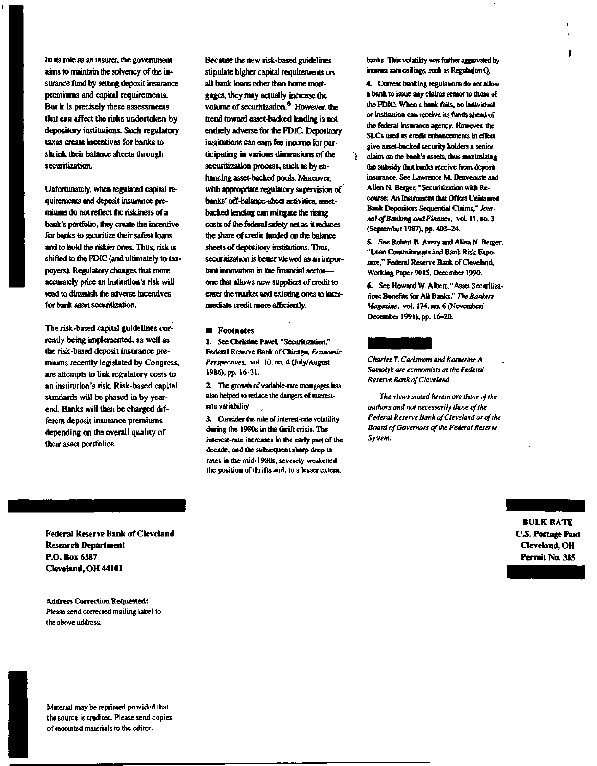In its role as an insurer, the government aims to maintain the solvency of the insurance fund by setting deposit insurance premiums and capital requirements. But it is precisely these assessments that can affect the risks undertaken by depository institutions. Such regulatory taxes create incentives for banks to shrink their balance sheets through securitization.

Unfortunately, when regulated capital requirements and deposit insurance premiums do not reflect the riskiness of a bank's portfolio, they create the incentive for banks to securitize their safest loans and to hold the riskier ones. Thus, risk is shifted to the FDIC (and ultimately to taxpayers). Regulatory changes that more accurately price an institution's risk will tend to diminish the adverse incentives for bank asset securitization.

The risk-based capital guidelines currently being implemented, as well as the risk-based deposit insurance premiums recently legislated by Congress, are attempts to link regulatory costs to an institution's risk. Risk-based capital standards will be phased in by yearend. Banks will then be charged different deposit insurance premiums depending on the overall quality of their asset portfolios.

Because the new risk-based guidelines stipulate higher capital requirements on all bank loans other than home mortgages, they may actually increase the volume of securitization.[6] However, the trend toward asset-backed lending is not entirely adverse for the FDIC. Depository institutions can earn fee income for participating in various dimensions of the securitization process, such as by enhancing asset-backed pools. Moreover, with appropriate regulatory supervision of banks' off-balance-sheet activities, asset-backed lending can mitigate the rising costs of the federal safety net as it reduces the share of credit funded on the balance sheets of depository institutions. Thus, securitization is better viewed as an important innovation in the financial sector—one that allows new suppliers of credit to enter the market and existing ones to intermediate credit more efficiently.

## Footnotes

1. See Christine Pavel, "Securitization," Federal Reserve Bank of Chicago, *Economic Perspectives*, vol. 10, no. 4 (July/August 1986), pp. 16–31.

2. The growth of variable-rate mortgages has also helped to reduce the dangers of interest-rate variability.

3. Consider the role of interest-rate volatility during the 1980s in the thrift crisis. The interest-rate increases in the early part of the decade, and the subsequent sharp drop in rates in the mid-1980s, severely weakened the position of thrifts and, to a lesser extent, banks. This volatility was further aggravated by interest-rate ceilings, such as Regulation Q.

4. Current banking regulations do not allow a bank to issue any claims senior to those of the FDIC: When a bank fails, no individual or institution can receive its funds ahead of the federal insurance agency. However, the SLCs used as credit enhancements in effect give asset-backed security holders a senior claim on the bank's assets, thus maximizing the subsidy that banks receive from deposit insurance. See Lawrence M. Benveniste and Allen N. Berger, "Securitization with Recourse: An Instrument that Offers Uninsured Bank Depositors Sequential Claims," *Journal of Banking and Finance*, vol. 11, no. 3 (September 1987), pp. 403–24.

5. See Robert B. Avery and Allen N. Berger, "Loan Commitments and Bank Risk Exposure," Federal Reserve Bank of Cleveland, Working Paper 9015, December 1990.

6. See Howard W. Albert, "Asset Securitization: Benefits for All Banks," *The Bankers Magazine*, vol. 174, no. 6 (November/December 1991), pp. 16–20.

*Charles T. Carlstrom and Katherine A. Samolyk are economists at the Federal Reserve Bank of Cleveland.*

*The views stated herein are those of the authors and not necessarily those of the Federal Reserve Bank of Cleveland or of the Board of Governors of the Federal Reserve System.*

**Federal Reserve Bank of Cleveland**
**Research Department**
**P.O. Box 6387**
**Cleveland, OH 44101**

**Address Correction Requested:**
Please send corrected mailing label to the above address.

Material may be reprinted provided that the source is credited. Please send copies of reprinted materials to the editor.

**BULK RATE**
**U.S. Postage Paid**
**Cleveland, OH**
**Permit No. 385**